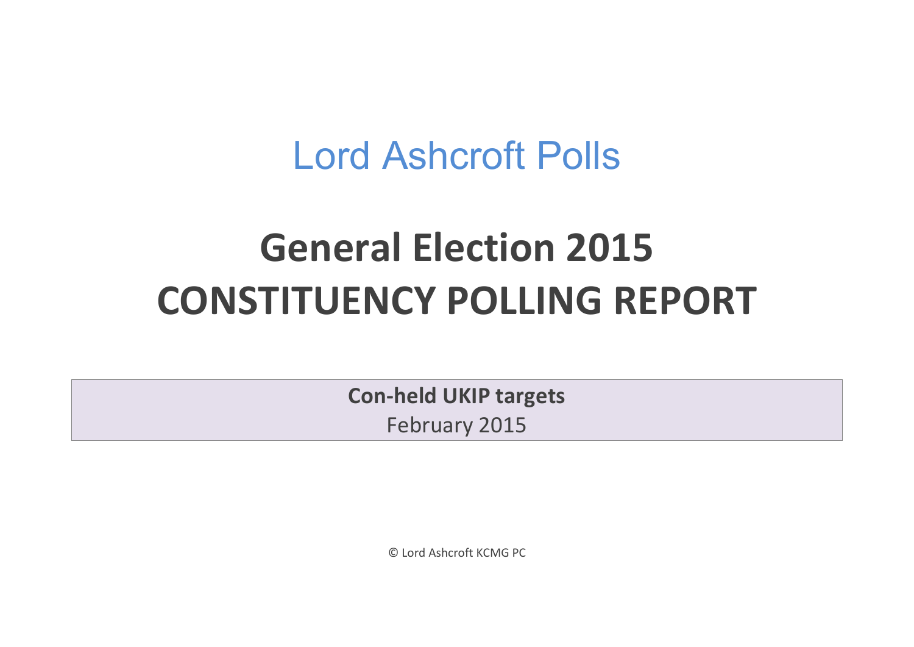Lord Ashcroft Polls

# General Election 2015
# CONSTITUENCY POLLING REPORT

**Con-held UKIP targets**

February 2015

© Lord Ashcroft KCMG PC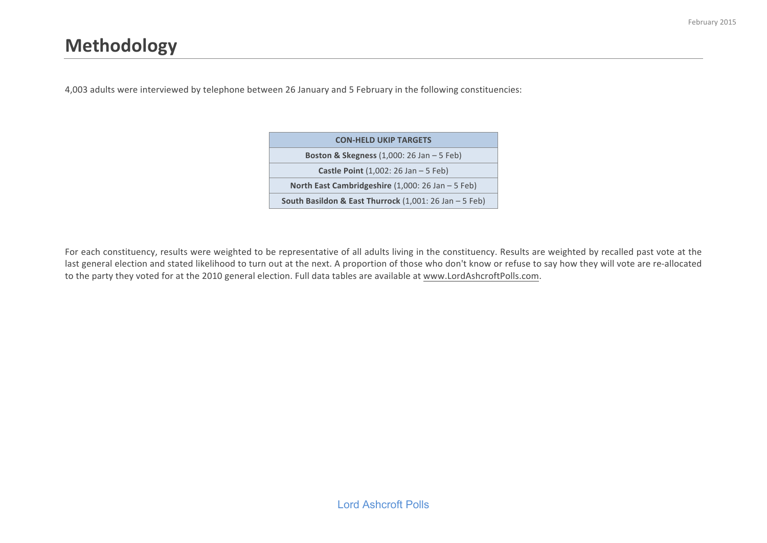# Methodology

4,003 adults were interviewed by telephone between 26 January and 5 February in the following constituencies:

| CON-HELD UKIP TARGETS |
|---|
| **Boston & Skegness** (1,000: 26 Jan – 5 Feb) |
| **Castle Point** (1,002: 26 Jan – 5 Feb) |
| **North East Cambridgeshire** (1,000: 26 Jan – 5 Feb) |
| **South Basildon & East Thurrock** (1,001: 26 Jan – 5 Feb) |

For each constituency, results were weighted to be representative of all adults living in the constituency. Results are weighted by recalled past vote at the last general election and stated likelihood to turn out at the next. A proportion of those who don't know or refuse to say how they will vote are re-allocated to the party they voted for at the 2010 general election. Full data tables are available at www.LordAshcroftPolls.com.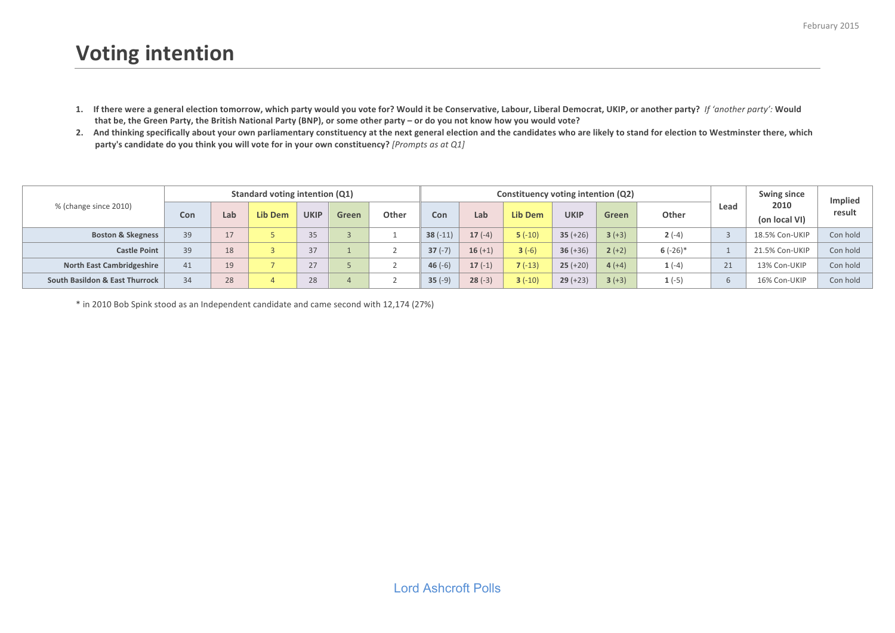# Voting intention

1. **If there were a general election tomorrow, which party would you vote for? Would it be Conservative, Labour, Liberal Democrat, UKIP, or another party?** *If 'another party':* **Would that be, the Green Party, the British National Party (BNP), or some other party – or do you not know how you would vote?**
2. **And thinking specifically about your own parliamentary constituency at the next general election and the candidates who are likely to stand for election to Westminster there, which party's candidate do you think you will vote for in your own constituency?** *[Prompts as at Q1]*

| % (change since 2010) | Standard voting intention (Q1) | | | | | | Constituency voting intention (Q2) | | | | | | Lead | Swing since 2010 (on local VI) | Implied result |
|---|---|---|---|---|---|---|---|---|---|---|---|---|---|---|---|
| | Con | Lab | Lib Dem | UKIP | Green | Other | Con | Lab | Lib Dem | UKIP | Green | Other | | | |
| **Boston & Skegness** | 39 | 17 | 5 | 35 | 3 | 1 | **38** (-11) | **17** (-4) | **5** (-10) | **35** (+26) | **3** (+3) | **2** (-4) | 3 | 18.5% Con-UKIP | Con hold |
| **Castle Point** | 39 | 18 | 3 | 37 | 1 | 2 | **37** (-7) | **16** (+1) | **3** (-6) | **36** (+36) | **2** (+2) | **6** (-26)* | 1 | 21.5% Con-UKIP | Con hold |
| **North East Cambridgeshire** | 41 | 19 | 7 | 27 | 5 | 2 | **46** (-6) | **17** (-1) | **7** (-13) | **25** (+20) | **4** (+4) | **1** (-4) | 21 | 13% Con-UKIP | Con hold |
| **South Basildon & East Thurrock** | 34 | 28 | 4 | 28 | 4 | 2 | **35** (-9) | **28** (-3) | **3** (-10) | **29** (+23) | **3** (+3) | **1** (-5) | 6 | 16% Con-UKIP | Con hold |

* in 2010 Bob Spink stood as an Independent candidate and came second with 12,174 (27%)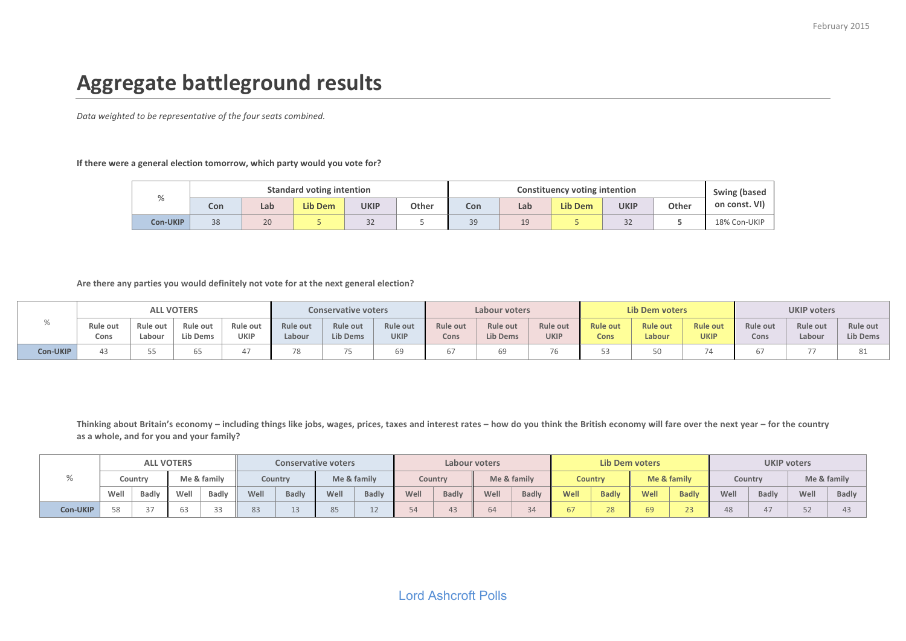# Aggregate battleground results

*Data weighted to be representative of the four seats combined.*

**If there were a general election tomorrow, which party would you vote for?**

| % | Standard voting intention | | | | | Constituency voting intention | | | | | Swing (based on const. VI) |
|---|---|---|---|---|---|---|---|---|---|---|---|
| | Con | Lab | Lib Dem | UKIP | Other | Con | Lab | Lib Dem | UKIP | Other | |
| Con-UKIP | 38 | 20 | 5 | 32 | 5 | 39 | 19 | 5 | 32 | 5 | 18% Con-UKIP |

**Are there any parties you would definitely not vote for at the next general election?**

| % | ALL VOTERS | | | | Conservative voters | | | Labour voters | | | Lib Dem voters | | | UKIP voters | | |
|---|---|---|---|---|---|---|---|---|---|---|---|---|---|---|---|---|
| | Rule out Cons | Rule out Labour | Rule out Lib Dems | Rule out UKIP | Rule out Labour | Rule out Lib Dems | Rule out UKIP | Rule out Cons | Rule out Lib Dems | Rule out UKIP | Rule out Cons | Rule out Labour | Rule out UKIP | Rule out Cons | Rule out Labour | Rule out Lib Dems |
| Con-UKIP | 43 | 55 | 65 | 47 | 78 | 75 | 69 | 67 | 69 | 76 | 53 | 50 | 74 | 67 | 77 | 81 |

**Thinking about Britain's economy – including things like jobs, wages, prices, taxes and interest rates – how do you think the British economy will fare over the next year – for the country as a whole, and for you and your family?**

| % | ALL VOTERS | | | | Conservative voters | | | | Labour voters | | | | Lib Dem voters | | | | UKIP voters | | | |
|---|---|---|---|---|---|---|---|---|---|---|---|---|---|---|---|---|---|---|---|---|
| | Country | | Me & family | | Country | | Me & family | | Country | | Me & family | | Country | | Me & family | | Country | | Me & family | |
| | Well | Badly | Well | Badly | Well | Badly | Well | Badly | Well | Badly | Well | Badly | Well | Badly | Well | Badly | Well | Badly | Well | Badly |
| Con-UKIP | 58 | 37 | 63 | 33 | 83 | 13 | 85 | 12 | 54 | 43 | 64 | 34 | 67 | 28 | 69 | 23 | 48 | 47 | 52 | 43 |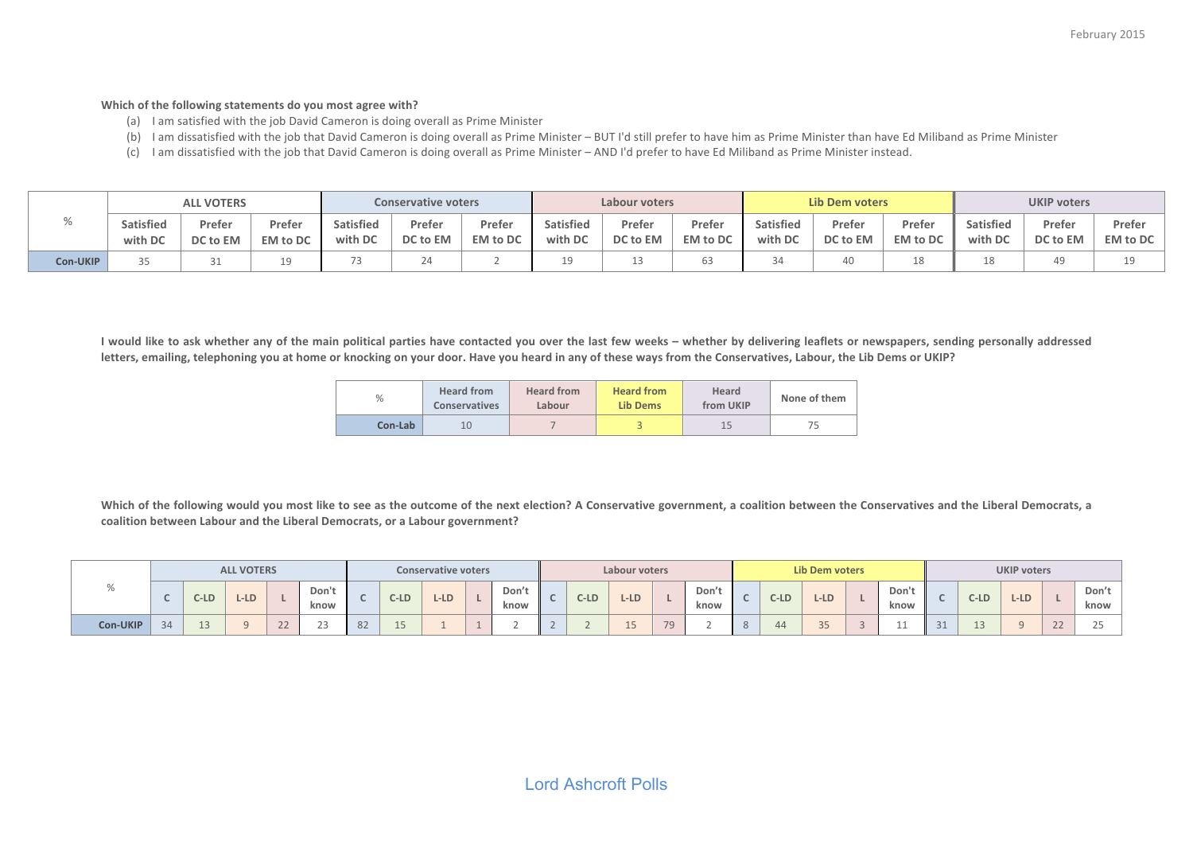**Which of the following statements do you most agree with?**

(a) I am satisfied with the job David Cameron is doing overall as Prime Minister
(b) I am dissatisfied with the job that David Cameron is doing overall as Prime Minister – BUT I'd still prefer to have him as Prime Minister than have Ed Miliband as Prime Minister
(c) I am dissatisfied with the job that David Cameron is doing overall as Prime Minister – AND I'd prefer to have Ed Miliband as Prime Minister instead.

| % | ALL VOTERS | | | Conservative voters | | | Labour voters | | | Lib Dem voters | | | UKIP voters | | |
|---|---|---|---|---|---|---|---|---|---|---|---|---|---|---|---|
| | Satisfied with DC | Prefer DC to EM | Prefer EM to DC | Satisfied with DC | Prefer DC to EM | Prefer EM to DC | Satisfied with DC | Prefer DC to EM | Prefer EM to DC | Satisfied with DC | Prefer DC to EM | Prefer EM to DC | Satisfied with DC | Prefer DC to EM | Prefer EM to DC |
| **Con-UKIP** | 35 | 31 | 19 | 73 | 24 | 2 | 19 | 13 | 63 | 34 | 40 | 18 | 18 | 49 | 19 |

**I would like to ask whether any of the main political parties have contacted you over the last few weeks – whether by delivering leaflets or newspapers, sending personally addressed letters, emailing, telephoning you at home or knocking on your door. Have you heard in any of these ways from the Conservatives, Labour, the Lib Dems or UKIP?**

| % | Heard from Conservatives | Heard from Labour | Heard from Lib Dems | Heard from UKIP | None of them |
|---|---|---|---|---|---|
| **Con-Lab** | 10 | 7 | 3 | 15 | 75 |

**Which of the following would you most like to see as the outcome of the next election? A Conservative government, a coalition between the Conservatives and the Liberal Democrats, a coalition between Labour and the Liberal Democrats, or a Labour government?**

| % | ALL VOTERS | | | | | Conservative voters | | | | | Labour voters | | | | | Lib Dem voters | | | | | UKIP voters | | | | |
|---|---|---|---|---|---|---|---|---|---|---|---|---|---|---|---|---|---|---|---|---|---|---|---|---|---|
| | C | C-LD | L-LD | L | Don't know | C | C-LD | L-LD | L | Don't know | C | C-LD | L-LD | L | Don't know | C | C-LD | L-LD | L | Don't know | C | C-LD | L-LD | L | Don't know |
| **Con-UKIP** | 34 | 13 | 9 | 22 | 23 | 82 | 15 | 1 | 1 | 2 | 2 | 2 | 15 | 79 | 2 | 8 | 44 | 35 | 3 | 11 | 31 | 13 | 9 | 22 | 25 |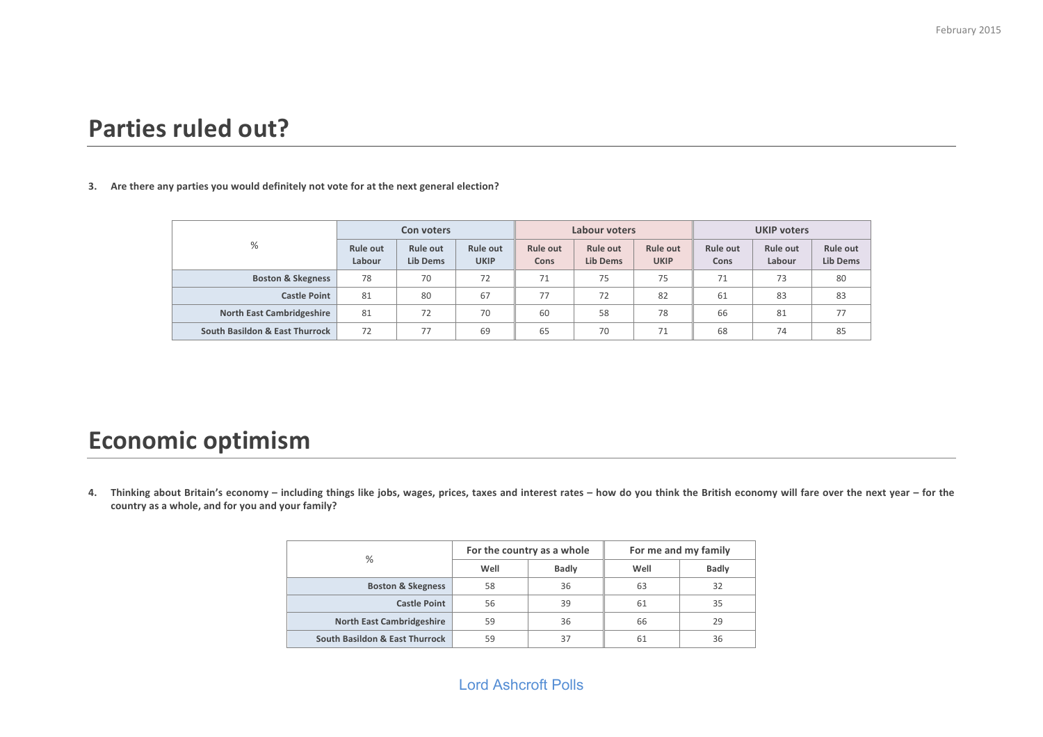## Parties ruled out?

**3. Are there any parties you would definitely not vote for at the next general election?**

| % | Con voters | | | Labour voters | | | UKIP voters | | |
|---|---|---|---|---|---|---|---|---|---|
| | Rule out Labour | Rule out Lib Dems | Rule out UKIP | Rule out Cons | Rule out Lib Dems | Rule out UKIP | Rule out Cons | Rule out Labour | Rule out Lib Dems |
| **Boston & Skegness** | 78 | 70 | 72 | 71 | 75 | 75 | 71 | 73 | 80 |
| **Castle Point** | 81 | 80 | 67 | 77 | 72 | 82 | 61 | 83 | 83 |
| **North East Cambridgeshire** | 81 | 72 | 70 | 60 | 58 | 78 | 66 | 81 | 77 |
| **South Basildon & East Thurrock** | 72 | 77 | 69 | 65 | 70 | 71 | 68 | 74 | 85 |

## Economic optimism

**4. Thinking about Britain's economy – including things like jobs, wages, prices, taxes and interest rates – how do you think the British economy will fare over the next year – for the country as a whole, and for you and your family?**

| % | For the country as a whole | | For me and my family | |
|---|---|---|---|---|
| | Well | Badly | Well | Badly |
| **Boston & Skegness** | 58 | 36 | 63 | 32 |
| **Castle Point** | 56 | 39 | 61 | 35 |
| **North East Cambridgeshire** | 59 | 36 | 66 | 29 |
| **South Basildon & East Thurrock** | 59 | 37 | 61 | 36 |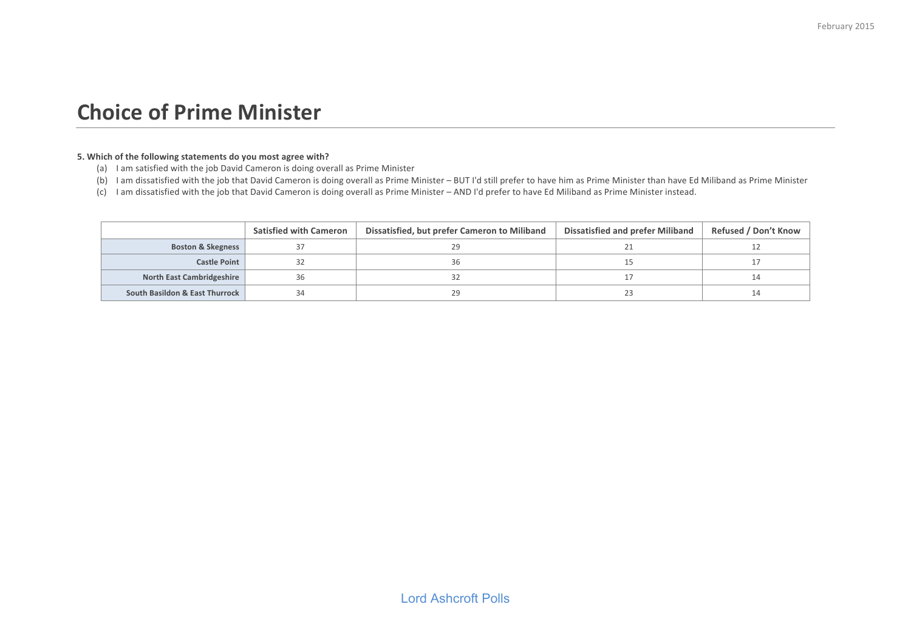# Choice of Prime Minister

**5. Which of the following statements do you most agree with?**

(a) I am satisfied with the job David Cameron is doing overall as Prime Minister
(b) I am dissatisfied with the job that David Cameron is doing overall as Prime Minister – BUT I'd still prefer to have him as Prime Minister than have Ed Miliband as Prime Minister
(c) I am dissatisfied with the job that David Cameron is doing overall as Prime Minister – AND I'd prefer to have Ed Miliband as Prime Minister instead.

| | Satisfied with Cameron | Dissatisfied, but prefer Cameron to Miliband | Dissatisfied and prefer Miliband | Refused / Don't Know |
|---|---|---|---|---|
| **Boston & Skegness** | 37 | 29 | 21 | 12 |
| **Castle Point** | 32 | 36 | 15 | 17 |
| **North East Cambridgeshire** | 36 | 32 | 17 | 14 |
| **South Basildon & East Thurrock** | 34 | 29 | 23 | 14 |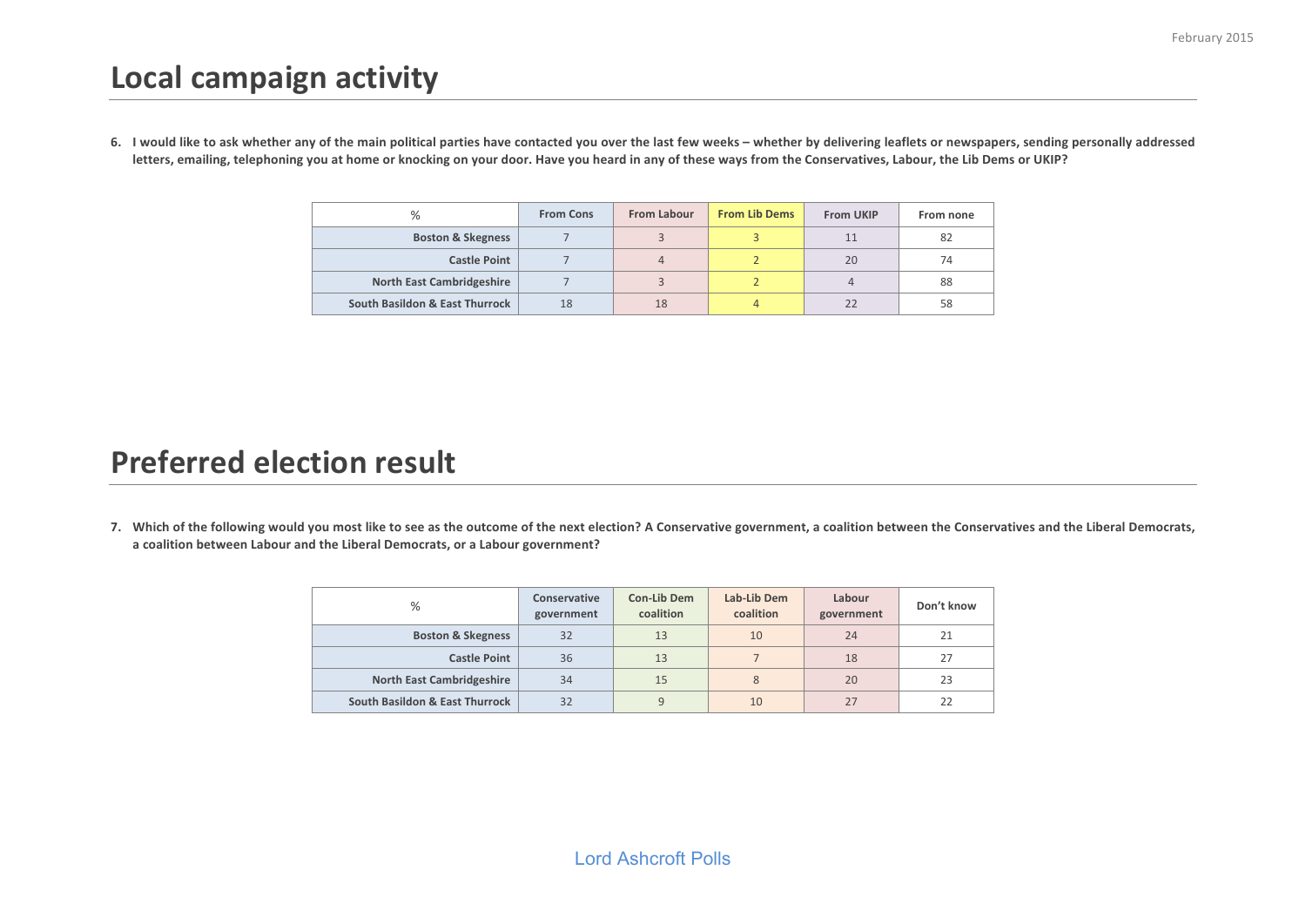# Local campaign activity

**6. I would like to ask whether any of the main political parties have contacted you over the last few weeks – whether by delivering leaflets or newspapers, sending personally addressed letters, emailing, telephoning you at home or knocking on your door. Have you heard in any of these ways from the Conservatives, Labour, the Lib Dems or UKIP?**

| % | From Cons | From Labour | From Lib Dems | From UKIP | From none |
|---|---|---|---|---|---|
| **Boston & Skegness** | 7 | 3 | 3 | 11 | 82 |
| **Castle Point** | 7 | 4 | 2 | 20 | 74 |
| **North East Cambridgeshire** | 7 | 3 | 2 | 4 | 88 |
| **South Basildon & East Thurrock** | 18 | 18 | 4 | 22 | 58 |

# Preferred election result

**7. Which of the following would you most like to see as the outcome of the next election? A Conservative government, a coalition between the Conservatives and the Liberal Democrats, a coalition between Labour and the Liberal Democrats, or a Labour government?**

| % | Conservative government | Con-Lib Dem coalition | Lab-Lib Dem coalition | Labour government | Don't know |
|---|---|---|---|---|---|
| **Boston & Skegness** | 32 | 13 | 10 | 24 | 21 |
| **Castle Point** | 36 | 13 | 7 | 18 | 27 |
| **North East Cambridgeshire** | 34 | 15 | 8 | 20 | 23 |
| **South Basildon & East Thurrock** | 32 | 9 | 10 | 27 | 22 |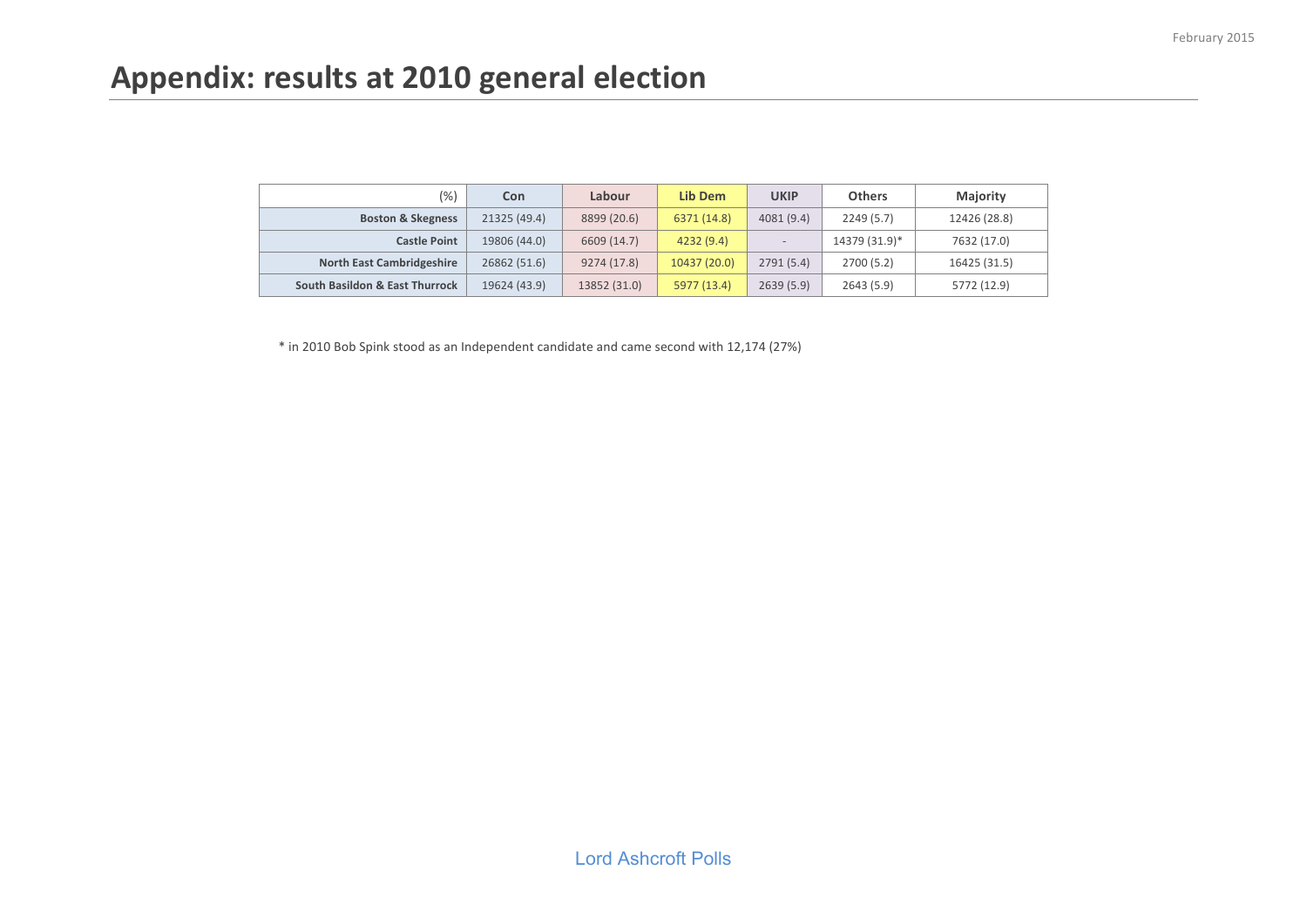# Appendix: results at 2010 general election

| (%) | Con | Labour | Lib Dem | UKIP | Others | Majority |
|---|---|---|---|---|---|---|
| Boston & Skegness | 21325 (49.4) | 8899 (20.6) | 6371 (14.8) | 4081 (9.4) | 2249 (5.7) | 12426 (28.8) |
| Castle Point | 19806 (44.0) | 6609 (14.7) | 4232 (9.4) | - | 14379 (31.9)* | 7632 (17.0) |
| North East Cambridgeshire | 26862 (51.6) | 9274 (17.8) | 10437 (20.0) | 2791 (5.4) | 2700 (5.2) | 16425 (31.5) |
| South Basildon & East Thurrock | 19624 (43.9) | 13852 (31.0) | 5977 (13.4) | 2639 (5.9) | 2643 (5.9) | 5772 (12.9) |

* in 2010 Bob Spink stood as an Independent candidate and came second with 12,174 (27%)

Lord Ashcroft Polls